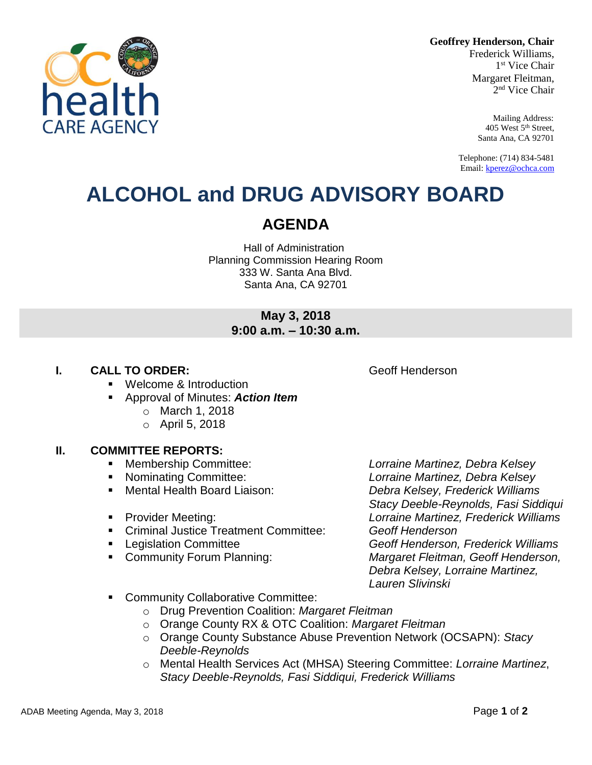**Geoffrey Henderson, Chair**
Frederick Williams,
1st Vice Chair
Margaret Fleitman,
2nd Vice Chair

Mailing Address:
405 West 5th Street,
Santa Ana, CA 92701

Telephone: (714) 834-5481
Email: kperez@ochca.com

# ALCOHOL and DRUG ADVISORY BOARD

## AGENDA

Hall of Administration
Planning Commission Hearing Room
333 W. Santa Ana Blvd.
Santa Ana, CA 92701

**May 3, 2018**
**9:00 a.m. – 10:30 a.m.**

**I. CALL TO ORDER:** Geoff Henderson

- Welcome & Introduction
- Approval of Minutes: ***Action Item***
  - March 1, 2018
  - April 5, 2018

**II. COMMITTEE REPORTS:**

- Membership Committee: *Lorraine Martinez, Debra Kelsey*
- Nominating Committee: *Lorraine Martinez, Debra Kelsey*
- Mental Health Board Liaison: *Debra Kelsey, Frederick Williams, Stacy Deeble-Reynolds, Fasi Siddiqui*
- Provider Meeting: *Lorraine Martinez, Frederick Williams*
- Criminal Justice Treatment Committee: *Geoff Henderson*
- Legislation Committee *Geoff Henderson, Frederick Williams*
- Community Forum Planning: *Margaret Fleitman, Geoff Henderson, Debra Kelsey, Lorraine Martinez, Lauren Slivinski*
- Community Collaborative Committee:
  - Drug Prevention Coalition: *Margaret Fleitman*
  - Orange County RX & OTC Coalition: *Margaret Fleitman*
  - Orange County Substance Abuse Prevention Network (OCSAPN): *Stacy Deeble-Reynolds*
  - Mental Health Services Act (MHSA) Steering Committee: *Lorraine Martinez*, *Stacy Deeble-Reynolds, Fasi Siddiqui, Frederick Williams*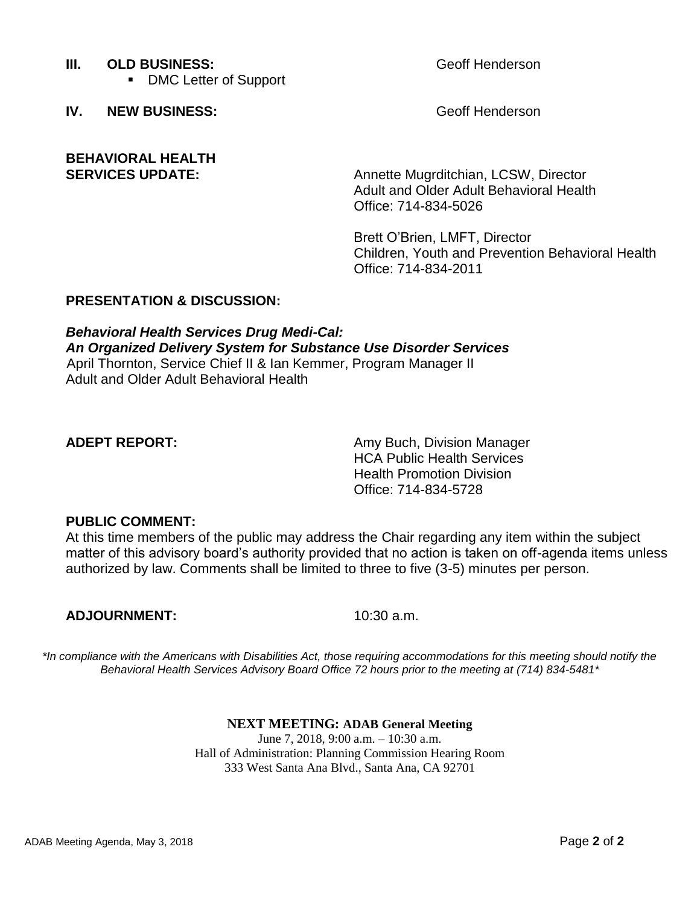**III. OLD BUSINESS:** Geoff Henderson

- DMC Letter of Support

**IV. NEW BUSINESS:** Geoff Henderson

**BEHAVIORAL HEALTH SERVICES UPDATE:**

Annette Mugrditchian, LCSW, Director
Adult and Older Adult Behavioral Health
Office: 714-834-5026

Brett O'Brien, LMFT, Director
Children, Youth and Prevention Behavioral Health
Office: 714-834-2011

**PRESENTATION & DISCUSSION:**

***Behavioral Health Services Drug Medi-Cal:***
***An Organized Delivery System for Substance Use Disorder Services***
April Thornton, Service Chief II & Ian Kemmer, Program Manager II
Adult and Older Adult Behavioral Health

**ADEPT REPORT:**

Amy Buch, Division Manager
HCA Public Health Services
Health Promotion Division
Office: 714-834-5728

**PUBLIC COMMENT:**

At this time members of the public may address the Chair regarding any item within the subject matter of this advisory board's authority provided that no action is taken on off-agenda items unless authorized by law. Comments shall be limited to three to five (3-5) minutes per person.

**ADJOURNMENT:** 10:30 a.m.

*\*In compliance with the Americans with Disabilities Act, those requiring accommodations for this meeting should notify the Behavioral Health Services Advisory Board Office 72 hours prior to the meeting at (714) 834-5481\**

**NEXT MEETING: ADAB General Meeting**
June 7, 2018, 9:00 a.m. – 10:30 a.m.
Hall of Administration: Planning Commission Hearing Room
333 West Santa Ana Blvd., Santa Ana, CA 92701